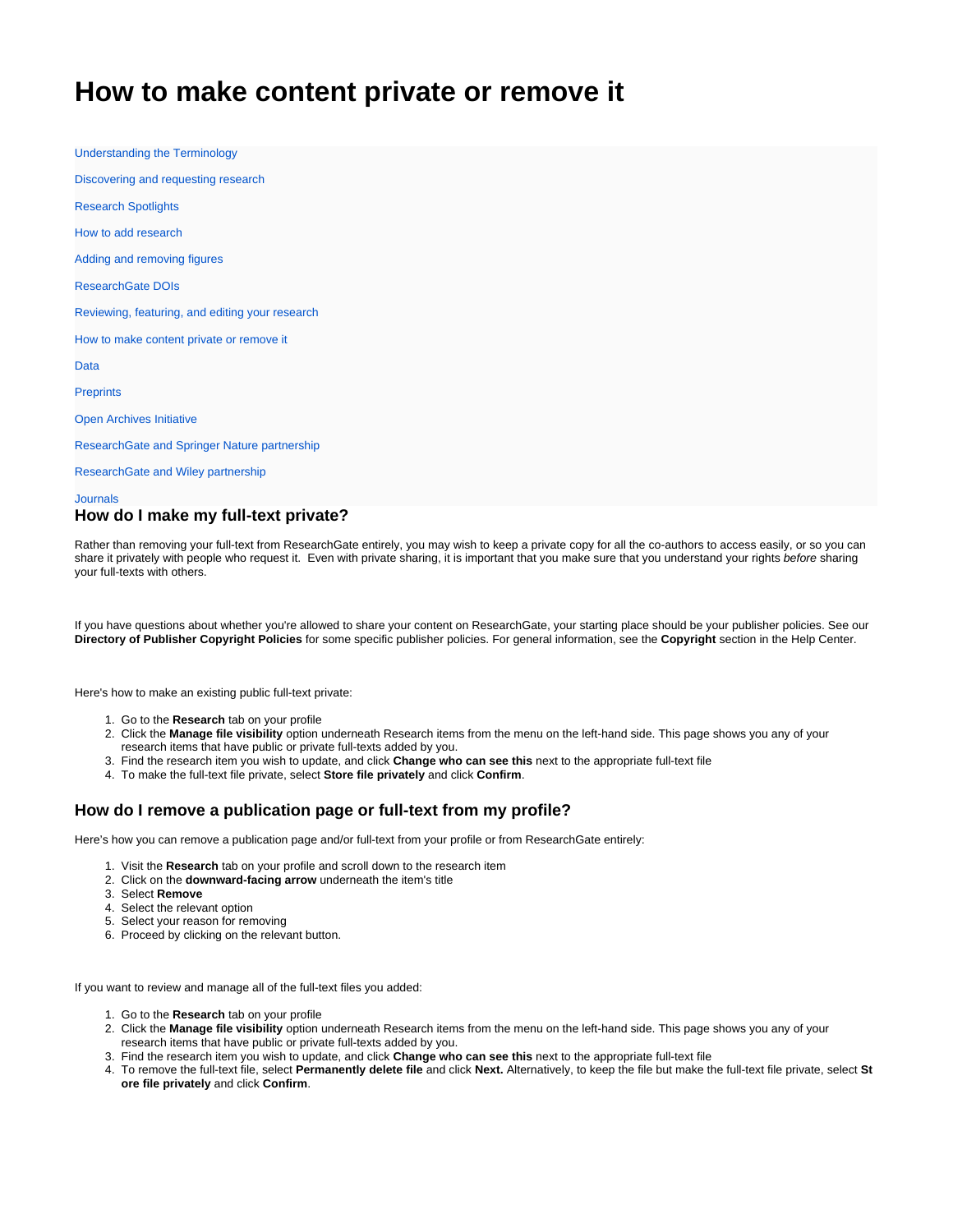# How to make content private or remove it

- Understanding the Terminology
- Discovering and requesting research
- Research Spotlights
- How to add research
- Adding and removing figures
- ResearchGate DOIs
- Reviewing, featuring, and editing your research
- How to make content private or remove it
- Data
- Preprints
- Open Archives Initiative
- ResearchGate and Springer Nature partnership
- ResearchGate and Wiley partnership
- Journals

### How do I make my full-text private?

Rather than removing your full-text from ResearchGate entirely, you may wish to keep a private copy for all the co-authors to access easily, or so you can share it privately with people who request it. Even with private sharing, it is important that you make sure that you understand your rights *before* sharing your full-texts with others.

If you have questions about whether you're allowed to share your content on ResearchGate, your starting place should be your publisher policies. See our **Directory of Publisher Copyright Policies** for some specific publisher policies. For general information, see the **Copyright** section in the Help Center.

Here's how to make an existing public full-text private:

1. Go to the **Research** tab on your profile
2. Click the **Manage file visibility** option underneath Research items from the menu on the left-hand side. This page shows you any of your research items that have public or private full-texts added by you.
3. Find the research item you wish to update, and click **Change who can see this** next to the appropriate full-text file
4. To make the full-text file private, select **Store file privately** and click **Confirm**.

### How do I remove a publication page or full-text from my profile?

Here's how you can remove a publication page and/or full-text from your profile or from ResearchGate entirely:

1. Visit the **Research** tab on your profile and scroll down to the research item
2. Click on the **downward-facing arrow** underneath the item's title
3. Select **Remove**
4. Select the relevant option
5. Select your reason for removing
6. Proceed by clicking on the relevant button.

If you want to review and manage all of the full-text files you added:

1. Go to the **Research** tab on your profile
2. Click the **Manage file visibility** option underneath Research items from the menu on the left-hand side. This page shows you any of your research items that have public or private full-texts added by you.
3. Find the research item you wish to update, and click **Change who can see this** next to the appropriate full-text file
4. To remove the full-text file, select **Permanently delete file** and click **Next.** Alternatively, to keep the file but make the full-text file private, select **Store file privately** and click **Confirm**.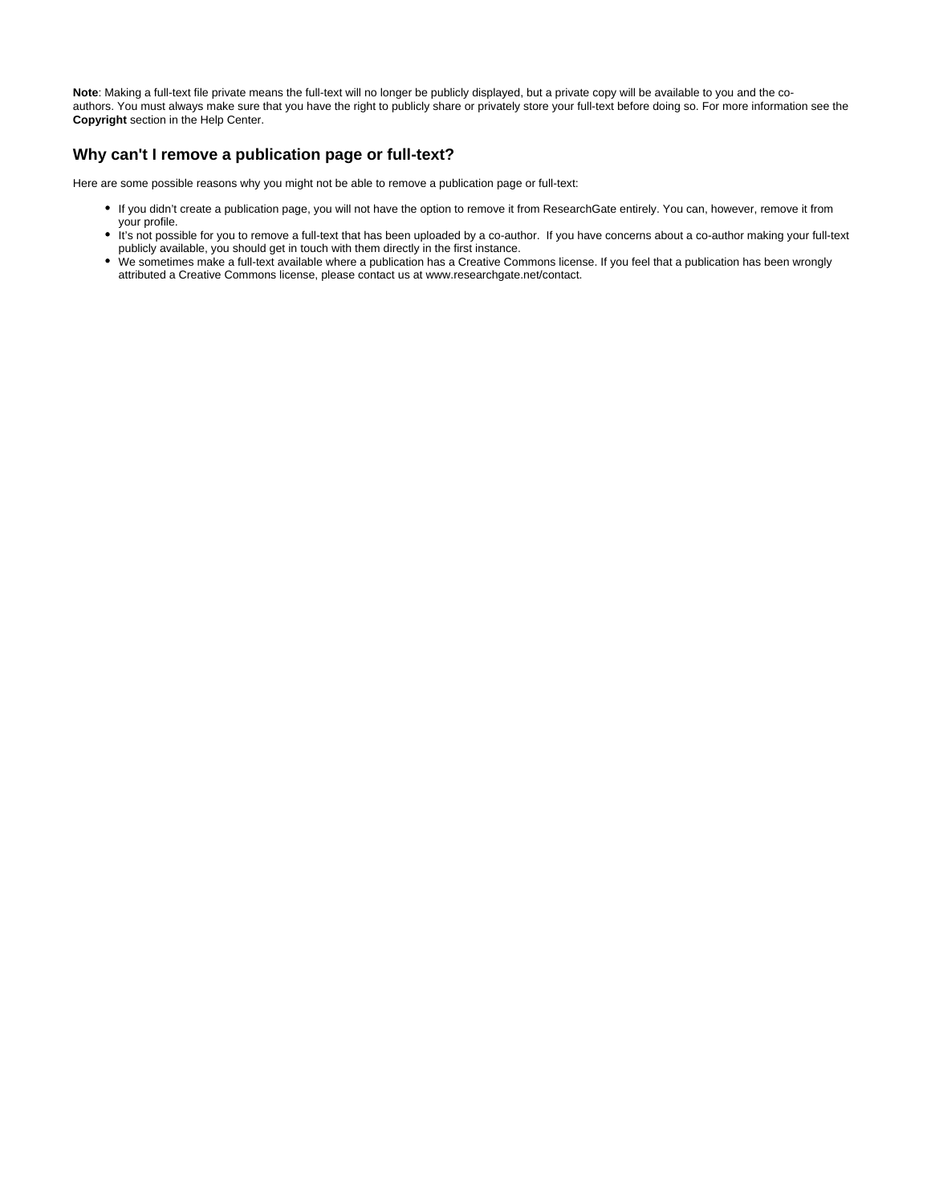**Note**: Making a full-text file private means the full-text will no longer be publicly displayed, but a private copy will be available to you and the co-authors. You must always make sure that you have the right to publicly share or privately store your full-text before doing so. For more information see the **Copyright** section in the Help Center.

## Why can't I remove a publication page or full-text?

Here are some possible reasons why you might not be able to remove a publication page or full-text:

- If you didn't create a publication page, you will not have the option to remove it from ResearchGate entirely. You can, however, remove it from your profile.
- It's not possible for you to remove a full-text that has been uploaded by a co-author. If you have concerns about a co-author making your full-text publicly available, you should get in touch with them directly in the first instance.
- We sometimes make a full-text available where a publication has a Creative Commons license. If you feel that a publication has been wrongly attributed a Creative Commons license, please contact us at www.researchgate.net/contact.